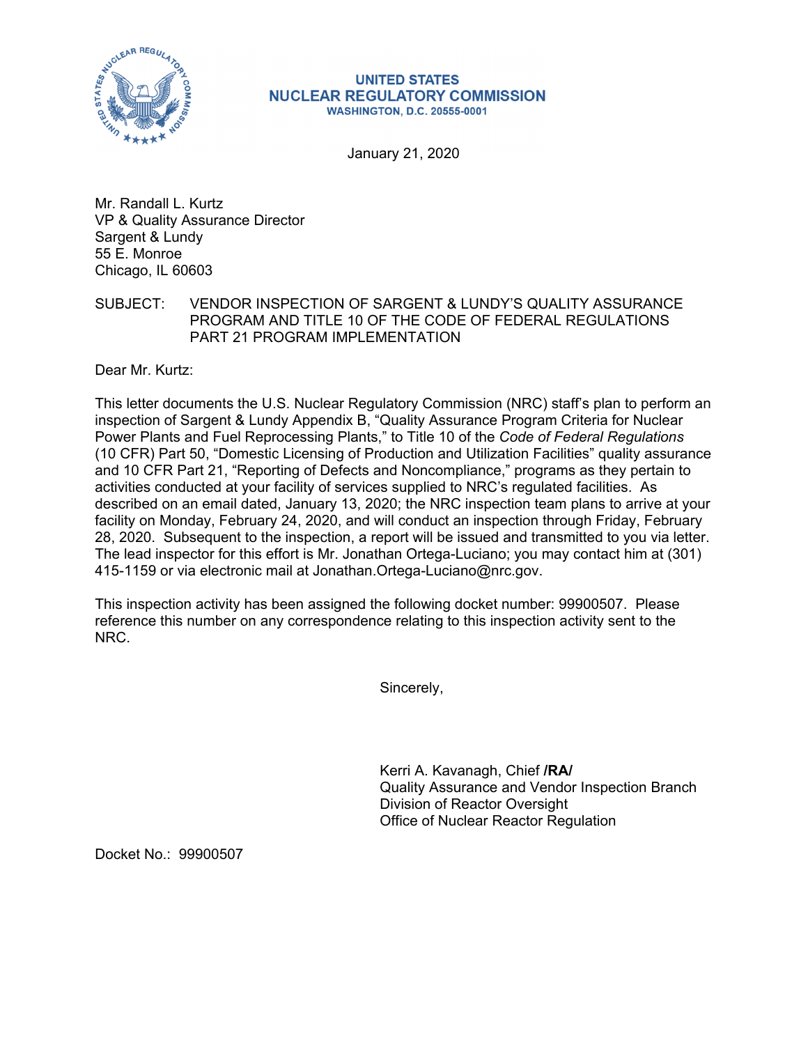**UNITED STATES**
**NUCLEAR REGULATORY COMMISSION**
**WASHINGTON, D.C. 20555-0001**

January 21, 2020

Mr. Randall L. Kurtz
VP & Quality Assurance Director
Sargent & Lundy
55 E. Monroe
Chicago, IL 60603

SUBJECT: VENDOR INSPECTION OF SARGENT & LUNDY'S QUALITY ASSURANCE PROGRAM AND TITLE 10 OF THE CODE OF FEDERAL REGULATIONS PART 21 PROGRAM IMPLEMENTATION

Dear Mr. Kurtz:

This letter documents the U.S. Nuclear Regulatory Commission (NRC) staff's plan to perform an inspection of Sargent & Lundy Appendix B, "Quality Assurance Program Criteria for Nuclear Power Plants and Fuel Reprocessing Plants," to Title 10 of the *Code of Federal Regulations* (10 CFR) Part 50, "Domestic Licensing of Production and Utilization Facilities" quality assurance and 10 CFR Part 21, "Reporting of Defects and Noncompliance," programs as they pertain to activities conducted at your facility of services supplied to NRC's regulated facilities. As described on an email dated, January 13, 2020; the NRC inspection team plans to arrive at your facility on Monday, February 24, 2020, and will conduct an inspection through Friday, February 28, 2020. Subsequent to the inspection, a report will be issued and transmitted to you via letter. The lead inspector for this effort is Mr. Jonathan Ortega-Luciano; you may contact him at (301) 415-1159 or via electronic mail at Jonathan.Ortega-Luciano@nrc.gov.

This inspection activity has been assigned the following docket number: 99900507. Please reference this number on any correspondence relating to this inspection activity sent to the NRC.

Sincerely,

Kerri A. Kavanagh, Chief **/RA/**
Quality Assurance and Vendor Inspection Branch
Division of Reactor Oversight
Office of Nuclear Reactor Regulation

Docket No.: 99900507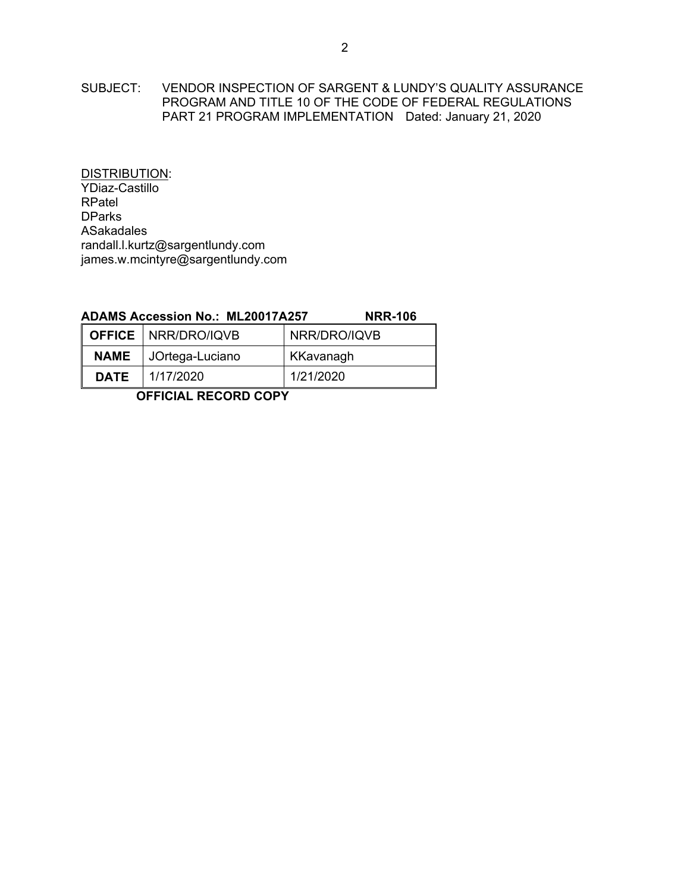SUBJECT: VENDOR INSPECTION OF SARGENT & LUNDY'S QUALITY ASSURANCE PROGRAM AND TITLE 10 OF THE CODE OF FEDERAL REGULATIONS PART 21 PROGRAM IMPLEMENTATION Dated: January 21, 2020

DISTRIBUTION:
YDiaz-Castillo
RPatel
DParks
ASakadales
randall.l.kurtz@sargentlundy.com
james.w.mcintyre@sargentlundy.com

**ADAMS Accession No.: ML20017A257 NRR-106**

| | | |
|---|---|---|
| **OFFICE** | NRR/DRO/IQVB | NRR/DRO/IQVB |
| **NAME** | JOrtega-Luciano | KKavanagh |
| **DATE** | 1/17/2020 | 1/21/2020 |

**OFFICIAL RECORD COPY**